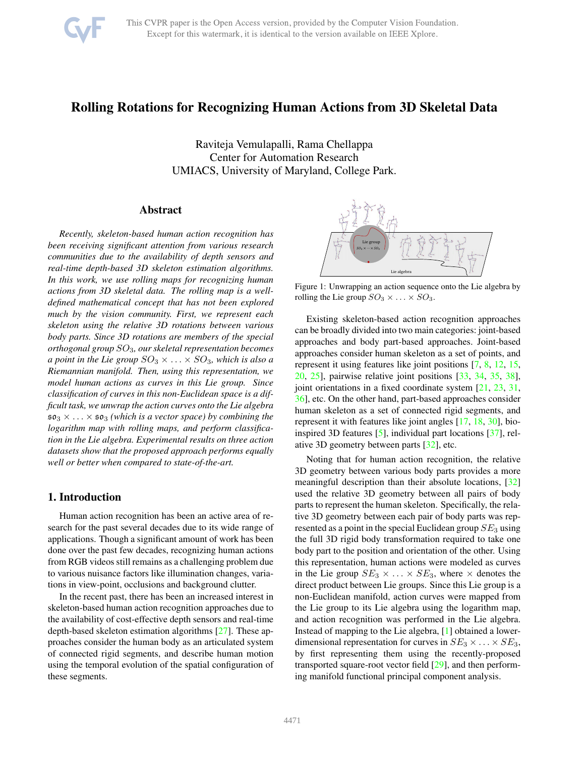# Rolling Rotations for Recognizing Human Actions from 3D Skeletal Data

Raviteja Vemulapalli, Rama Chellappa
Center for Automation Research
UMIACS, University of Maryland, College Park.

## Abstract

*Recently, skeleton-based human action recognition has been receiving significant attention from various research communities due to the availability of depth sensors and real-time depth-based 3D skeleton estimation algorithms. In this work, we use rolling maps for recognizing human actions from 3D skeletal data. The rolling map is a well-defined mathematical concept that has not been explored much by the vision community. First, we represent each skeleton using the relative 3D rotations between various body parts. Since 3D rotations are members of the special orthogonal group $SO_3$, our skeletal representation becomes a point in the Lie group $SO_3 \times \ldots \times SO_3$, which is also a Riemannian manifold. Then, using this representation, we model human actions as curves in this Lie group. Since classification of curves in this non-Euclidean space is a difficult task, we unwrap the action curves onto the Lie algebra $\mathfrak{so}_3 \times \ldots \times \mathfrak{so}_3$ (which is a vector space) by combining the logarithm map with rolling maps, and perform classification in the Lie algebra. Experimental results on three action datasets show that the proposed approach performs equally well or better when compared to state-of-the-art.*

## 1. Introduction

Human action recognition has been an active area of research for the past several decades due to its wide range of applications. Though a significant amount of work has been done over the past few decades, recognizing human actions from RGB videos still remains as a challenging problem due to various nuisance factors like illumination changes, variations in view-point, occlusions and background clutter.

In the recent past, there has been an increased interest in skeleton-based human action recognition approaches due to the availability of cost-effective depth sensors and real-time depth-based skeleton estimation algorithms [27]. These approaches consider the human body as an articulated system of connected rigid segments, and describe human motion using the temporal evolution of the spatial configuration of these segments.

Figure 1: Unwrapping an action sequence onto the Lie algebra by rolling the Lie group $SO_3 \times \ldots \times SO_3$.

Existing skeleton-based action recognition approaches can be broadly divided into two main categories: joint-based approaches and body part-based approaches. Joint-based approaches consider human skeleton as a set of points, and represent it using features like joint positions [7, 8, 12, 15, 20, 25], pairwise relative joint positions [33, 34, 35, 38], joint orientations in a fixed coordinate system [21, 23, 31, 36], etc. On the other hand, part-based approaches consider human skeleton as a set of connected rigid segments, and represent it with features like joint angles [17, 18, 30], bio-inspired 3D features [5], individual part locations [37], relative 3D geometry between parts [32], etc.

Noting that for human action recognition, the relative 3D geometry between various body parts provides a more meaningful description than their absolute locations, [32] used the relative 3D geometry between all pairs of body parts to represent the human skeleton. Specifically, the relative 3D geometry between each pair of body parts was represented as a point in the special Euclidean group $SE_3$ using the full 3D rigid body transformation required to take one body part to the position and orientation of the other. Using this representation, human actions were modeled as curves in the Lie group $SE_3 \times \ldots \times SE_3$, where $\times$ denotes the direct product between Lie groups. Since this Lie group is a non-Euclidean manifold, action curves were mapped from the Lie group to its Lie algebra using the logarithm map, and action recognition was performed in the Lie algebra. Instead of mapping to the Lie algebra, [1] obtained a lower-dimensional representation for curves in $SE_3 \times \ldots \times SE_3$, by first representing them using the recently-proposed transported square-root vector field [29], and then performing manifold functional principal component analysis.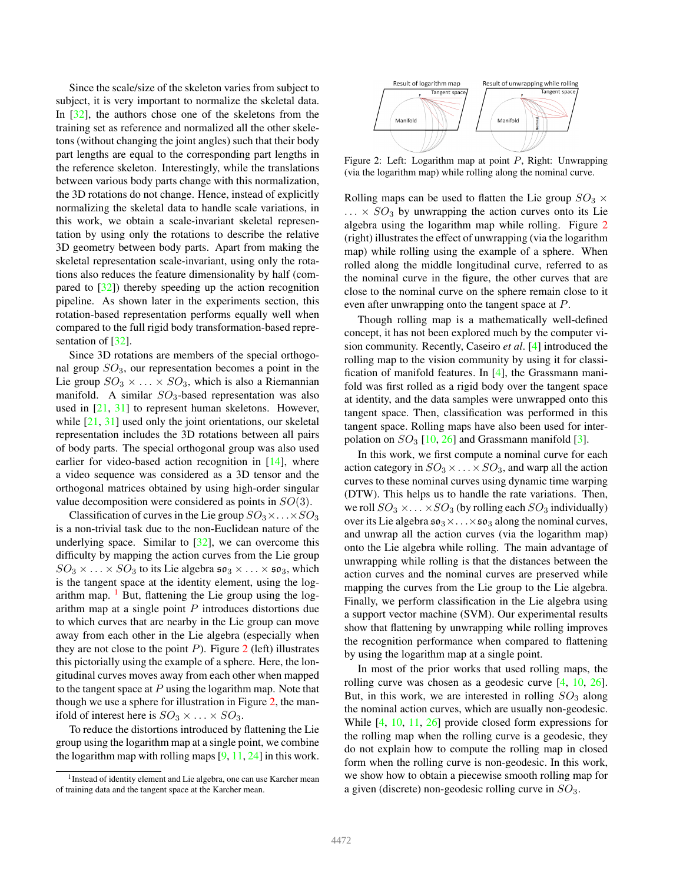Since the scale/size of the skeleton varies from subject to subject, it is very important to normalize the skeletal data. In [32], the authors chose one of the skeletons from the training set as reference and normalized all the other skeletons (without changing the joint angles) such that their body part lengths are equal to the corresponding part lengths in the reference skeleton. Interestingly, while the translations between various body parts change with this normalization, the 3D rotations do not change. Hence, instead of explicitly normalizing the skeletal data to handle scale variations, in this work, we obtain a scale-invariant skeletal representation by using only the rotations to describe the relative 3D geometry between body parts. Apart from making the skeletal representation scale-invariant, using only the rotations also reduces the feature dimensionality by half (compared to [32]) thereby speeding up the action recognition pipeline. As shown later in the experiments section, this rotation-based representation performs equally well when compared to the full rigid body transformation-based representation of [32].

Since 3D rotations are members of the special orthogonal group $SO_3$, our representation becomes a point in the Lie group $SO_3 \times \ldots \times SO_3$, which is also a Riemannian manifold. A similar $SO_3$-based representation was also used in [21, 31] to represent human skeletons. However, while [21, 31] used only the joint orientations, our skeletal representation includes the 3D rotations between all pairs of body parts. The special orthogonal group was also used earlier for video-based action recognition in [14], where a video sequence was considered as a 3D tensor and the orthogonal matrices obtained by using high-order singular value decomposition were considered as points in $SO(3)$.

Classification of curves in the Lie group $SO_3 \times \ldots \times SO_3$ is a non-trivial task due to the non-Euclidean nature of the underlying space. Similar to [32], we can overcome this difficulty by mapping the action curves from the Lie group $SO_3 \times \ldots \times SO_3$ to its Lie algebra $\mathfrak{so}_3 \times \ldots \times \mathfrak{so}_3$, which is the tangent space at the identity element, using the logarithm map. [1] But, flattening the Lie group using the logarithm map at a single point $P$ introduces distortions due to which curves that are nearby in the Lie group can move away from each other in the Lie algebra (especially when they are not close to the point $P$). Figure 2 (left) illustrates this pictorially using the example of a sphere. Here, the longitudinal curves moves away from each other when mapped to the tangent space at $P$ using the logarithm map. Note that though we use a sphere for illustration in Figure 2, the manifold of interest here is $SO_3 \times \ldots \times SO_3$.

To reduce the distortions introduced by flattening the Lie group using the logarithm map at a single point, we combine the logarithm map with rolling maps [9, 11, 24] in this work.

[1] Instead of identity element and Lie algebra, one can use Karcher mean of training data and the tangent space at the Karcher mean.

Figure 2: Left: Logarithm map at point $P$, Right: Unwrapping (via the logarithm map) while rolling along the nominal curve.

Rolling maps can be used to flatten the Lie group $SO_3 \times \ldots \times SO_3$ by unwrapping the action curves onto its Lie algebra using the logarithm map while rolling. Figure 2 (right) illustrates the effect of unwrapping (via the logarithm map) while rolling using the example of a sphere. When rolled along the middle longitudinal curve, referred to as the nominal curve in the figure, the other curves that are close to the nominal curve on the sphere remain close to it even after unwrapping onto the tangent space at $P$.

Though rolling map is a mathematically well-defined concept, it has not been explored much by the computer vision community. Recently, Caseiro *et al*. [4] introduced the rolling map to the vision community by using it for classification of manifold features. In [4], the Grassmann manifold was first rolled as a rigid body over the tangent space at identity, and the data samples were unwrapped onto this tangent space. Then, classification was performed in this tangent space. Rolling maps have also been used for interpolation on $SO_3$ [10, 26] and Grassmann manifold [3].

In this work, we first compute a nominal curve for each action category in $SO_3 \times \ldots \times SO_3$, and warp all the action curves to these nominal curves using dynamic time warping (DTW). This helps us to handle the rate variations. Then, we roll $SO_3 \times \ldots \times SO_3$ (by rolling each $SO_3$ individually) over its Lie algebra $\mathfrak{so}_3 \times \ldots \times \mathfrak{so}_3$ along the nominal curves, and unwrap all the action curves (via the logarithm map) onto the Lie algebra while rolling. The main advantage of unwrapping while rolling is that the distances between the action curves and the nominal curves are preserved while mapping the curves from the Lie group to the Lie algebra. Finally, we perform classification in the Lie algebra using a support vector machine (SVM). Our experimental results show that flattening by unwrapping while rolling improves the recognition performance when compared to flattening by using the logarithm map at a single point.

In most of the prior works that used rolling maps, the rolling curve was chosen as a geodesic curve [4, 10, 26]. But, in this work, we are interested in rolling $SO_3$ along the nominal action curves, which are usually non-geodesic. While [4, 10, 11, 26] provide closed form expressions for the rolling map when the rolling curve is a geodesic, they do not explain how to compute the rolling map in closed form when the rolling curve is non-geodesic. In this work, we show how to obtain a piecewise smooth rolling map for a given (discrete) non-geodesic rolling curve in $SO_3$.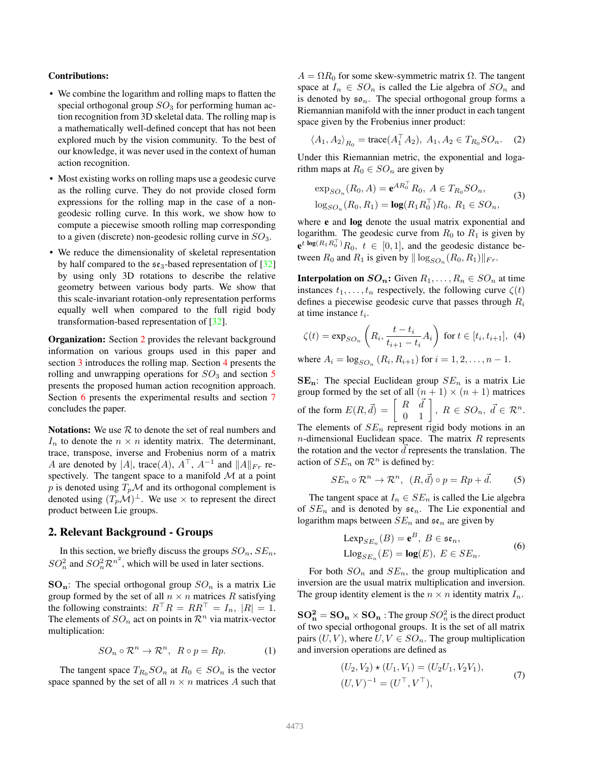**Contributions:**

- We combine the logarithm and rolling maps to flatten the special orthogonal group $SO_3$ for performing human action recognition from 3D skeletal data. The rolling map is a mathematically well-defined concept that has not been explored much by the vision community. To the best of our knowledge, it was never used in the context of human action recognition.
- Most existing works on rolling maps use a geodesic curve as the rolling curve. They do not provide closed form expressions for the rolling map in the case of a non-geodesic rolling curve. In this work, we show how to compute a piecewise smooth rolling map corresponding to a given (discrete) non-geodesic rolling curve in $SO_3$.
- We reduce the dimensionality of skeletal representation by half compared to the $\mathfrak{se}_3$-based representation of [32] by using only 3D rotations to describe the relative geometry between various body parts. We show that this scale-invariant rotation-only representation performs equally well when compared to the full rigid body transformation-based representation of [32].

**Organization:** Section 2 provides the relevant background information on various groups used in this paper and section 3 introduces the rolling map. Section 4 presents the rolling and unwrapping operations for $SO_3$ and section 5 presents the proposed human action recognition approach. Section 6 presents the experimental results and section 7 concludes the paper.

**Notations:** We use $\mathcal{R}$ to denote the set of real numbers and $I_n$ to denote the $n \times n$ identity matrix. The determinant, trace, transpose, inverse and Frobenius norm of a matrix $A$ are denoted by $|A|$, trace$(A)$, $A^\top$, $A^{-1}$ and $\|A\|_{Fr}$ respectively. The tangent space to a manifold $\mathcal{M}$ at a point $p$ is denoted using $T_p\mathcal{M}$ and its orthogonal complement is denoted using $(T_p\mathcal{M})^\perp$. We use $\times$ to represent the direct product between Lie groups.

## 2. Relevant Background - Groups

In this section, we briefly discuss the groups $SO_n$, $SE_n$, $SO_n^2$ and $SO_n^2\mathcal{R}^{n^2}$, which will be used in later sections.

$\mathbf{SO_n}$: The special orthogonal group $SO_n$ is a matrix Lie group formed by the set of all $n \times n$ matrices $R$ satisfying the following constraints: $R^\top R = RR^\top = I_n,\ |R| = 1$. The elements of $SO_n$ act on points in $\mathcal{R}^n$ via matrix-vector multiplication:

$$SO_n \circ \mathcal{R}^n \rightarrow \mathcal{R}^n,\ \ R \circ p = Rp. \tag{1}$$

The tangent space $T_{R_0}SO_n$ at $R_0 \in SO_n$ is the vector space spanned by the set of all $n \times n$ matrices $A$ such that $A = \Omega R_0$ for some skew-symmetric matrix $\Omega$. The tangent space at $I_n \in SO_n$ is called the Lie algebra of $SO_n$ and is denoted by $\mathfrak{so}_n$. The special orthogonal group forms a Riemannian manifold with the inner product in each tangent space given by the Frobenius inner product:

$$\langle A_1, A_2 \rangle_{R_0} = \text{trace}(A_1^\top A_2),\ A_1, A_2 \in T_{R_0}SO_n. \tag{2}$$

Under this Riemannian metric, the exponential and logarithm maps at $R_0 \in SO_n$ are given by

$$\begin{aligned} \exp_{SO_n}(R_0, A) &= \mathbf{e}^{AR_0^\top}R_0,\ A \in T_{R_0}SO_n, \\ \log_{SO_n}(R_0, R_1) &= \mathbf{log}(R_1R_0^\top)R_0,\ R_1 \in SO_n, \end{aligned} \tag{3}$$

where $\mathbf{e}$ and $\mathbf{log}$ denote the usual matrix exponential and logarithm. The geodesic curve from $R_0$ to $R_1$ is given by $\mathbf{e}^{t\,\mathbf{log}(R_1R_0^\top)}R_0,\ t \in [0,1]$, and the geodesic distance between $R_0$ and $R_1$ is given by $\|\log_{SO_n}(R_0, R_1)\|_{Fr}$.

**Interpolation on $\boldsymbol{SO_n}$:** Given $R_1, \ldots, R_n \in SO_n$ at time instances $t_1, \ldots, t_n$ respectively, the following curve $\zeta(t)$ defines a piecewise geodesic curve that passes through $R_i$ at time instance $t_i$.

$$\zeta(t) = \exp_{SO_n}\left(R_i, \frac{t - t_i}{t_{i+1} - t_i}A_i\right)\ \text{for}\ t \in [t_i, t_{i+1}], \tag{4}$$

where $A_i = \log_{SO_n}(R_i, R_{i+1})$ for $i = 1, 2, \ldots, n-1$.

$\mathbf{SE_n}$: The special Euclidean group $SE_n$ is a matrix Lie group formed by the set of all $(n+1) \times (n+1)$ matrices of the form $E(R, \vec{d}) = \begin{bmatrix} R & \vec{d} \\ 0 & 1 \end{bmatrix},\ R \in SO_n,\ \vec{d} \in \mathcal{R}^n$. The elements of $SE_n$ represent rigid body motions in an $n$-dimensional Euclidean space. The matrix $R$ represents the rotation and the vector $\vec{d}$ represents the translation. The action of $SE_n$ on $\mathcal{R}^n$ is defined by:

$$SE_n \circ \mathcal{R}^n \rightarrow \mathcal{R}^n,\ \ (R, \vec{d}) \circ p = Rp + \vec{d}. \tag{5}$$

The tangent space at $I_n \in SE_n$ is called the Lie algebra of $SE_n$ and is denoted by $\mathfrak{se}_n$. The Lie exponential and logarithm maps between $SE_n$ and $\mathfrak{se}_n$ are given by

$$\begin{aligned} \text{Lexp}_{SE_n}(B) &= \mathbf{e}^B,\ B \in \mathfrak{se}_n, \\ \text{Llog}_{SE_n}(E) &= \mathbf{log}(E),\ E \in SE_n. \end{aligned} \tag{6}$$

For both $SO_n$ and $SE_n$, the group multiplication and inversion are the usual matrix multiplication and inversion. The group identity element is the $n \times n$ identity matrix $I_n$.

$\mathbf{SO_n^2 = SO_n \times SO_n}$ : The group $SO_n^2$ is the direct product of two special orthogonal groups. It is the set of all matrix pairs $(U, V)$, where $U, V \in SO_n$. The group multiplication and inversion operations are defined as

$$\begin{aligned} (U_2, V_2) \star (U_1, V_1) &= (U_2U_1, V_2V_1), \\ (U, V)^{-1} &= (U^\top, V^\top), \end{aligned} \tag{7}$$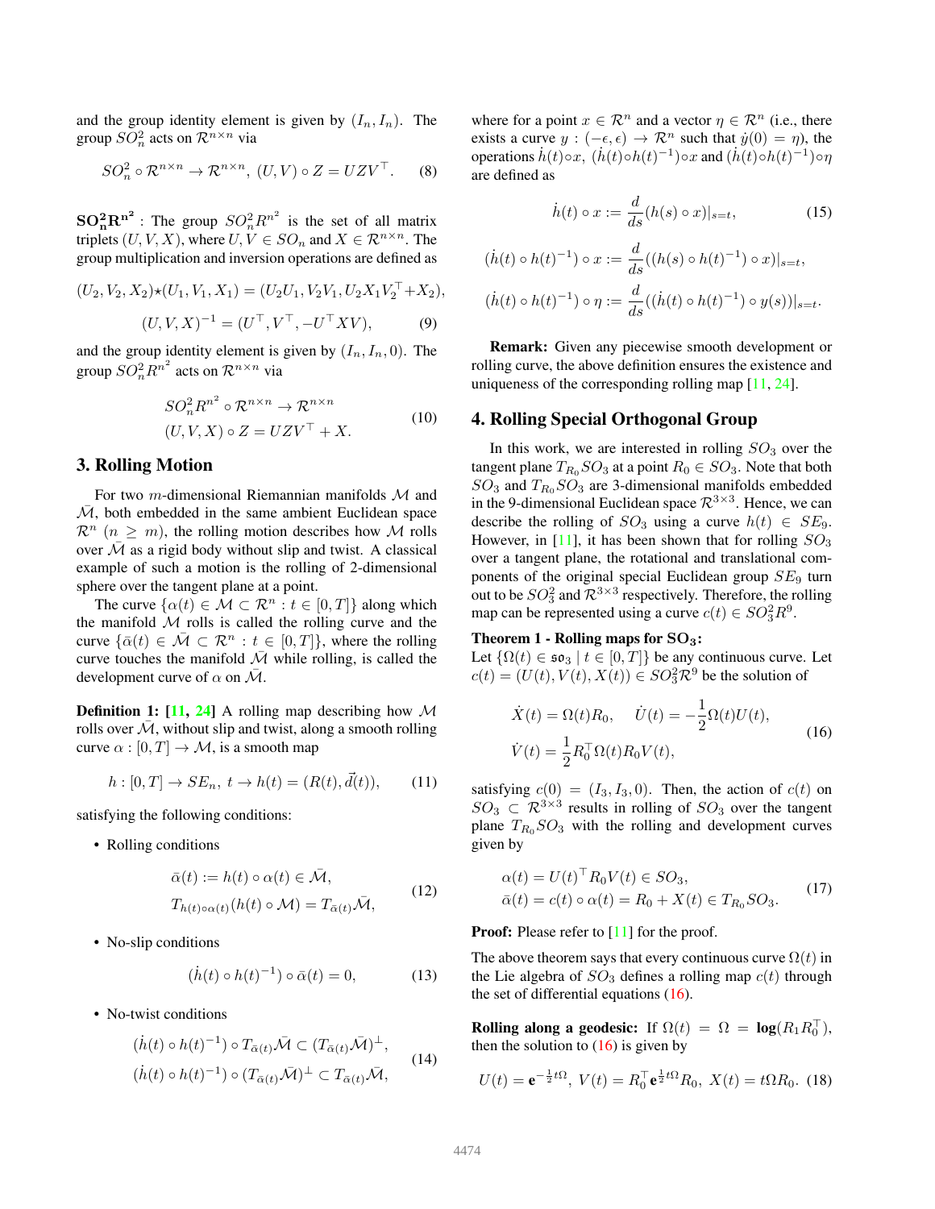and the group identity element is given by $(I_n, I_n)$. The group $SO_n^2$ acts on $\mathcal{R}^{n\times n}$ via

$$SO_n^2 \circ \mathcal{R}^{n\times n} \to \mathcal{R}^{n\times n},\ (U,V)\circ Z = UZV^\top. \tag{8}$$

$\mathbf{SO_n^2R^{n^2}}$ : The group $SO_n^2 R^{n^2}$ is the set of all matrix triplets $(U, V, X)$, where $U, V \in SO_n$ and $X \in \mathcal{R}^{n\times n}$. The group multiplication and inversion operations are defined as

$$(U_2, V_2, X_2)\star(U_1, V_1, X_1) = (U_2U_1, V_2V_1, U_2X_1V_2^\top + X_2),$$
$$(U, V, X)^{-1} = (U^\top, V^\top, -U^\top XV), \tag{9}$$

and the group identity element is given by $(I_n, I_n, 0)$. The group $SO_n^2 R^{n^2}$ acts on $\mathcal{R}^{n\times n}$ via

$$\begin{aligned} &SO_n^2 R^{n^2} \circ \mathcal{R}^{n\times n} \to \mathcal{R}^{n\times n}\\ &(U, V, X)\circ Z = UZV^\top + X. \end{aligned} \tag{10}$$

## 3. Rolling Motion

For two $m$-dimensional Riemannian manifolds $\mathcal{M}$ and $\bar{\mathcal{M}}$, both embedded in the same ambient Euclidean space $\mathcal{R}^n$ $(n \geq m)$, the rolling motion describes how $\mathcal{M}$ rolls over $\bar{\mathcal{M}}$ as a rigid body without slip and twist. A classical example of such a motion is the rolling of 2-dimensional sphere over the tangent plane at a point.

The curve $\{\alpha(t) \in \mathcal{M} \subset \mathcal{R}^n : t \in [0, T]\}$ along which the manifold $\mathcal{M}$ rolls is called the rolling curve and the curve $\{\bar{\alpha}(t) \in \bar{\mathcal{M}} \subset \mathcal{R}^n : t \in [0, T]\}$, where the rolling curve touches the manifold $\bar{\mathcal{M}}$ while rolling, is called the development curve of $\alpha$ on $\bar{\mathcal{M}}$.

**Definition 1:** **[11, 24]** A rolling map describing how $\mathcal{M}$ rolls over $\bar{\mathcal{M}}$, without slip and twist, along a smooth rolling curve $\alpha : [0, T] \to \mathcal{M}$, is a smooth map

$$h : [0, T] \to SE_n,\ t \to h(t) = (R(t), \vec{d}(t)), \tag{11}$$

satisfying the following conditions:

- Rolling conditions

$$\begin{aligned} &\bar{\alpha}(t) := h(t)\circ\alpha(t) \in \bar{\mathcal{M}},\\ &T_{h(t)\circ\alpha(t)}(h(t)\circ\mathcal{M}) = T_{\bar{\alpha}(t)}\bar{\mathcal{M}}, \end{aligned} \tag{12}$$

- No-slip conditions

$$(\dot{h}(t)\circ h(t)^{-1})\circ\bar{\alpha}(t) = 0, \tag{13}$$

- No-twist conditions

$$\begin{aligned} &(\dot{h}(t)\circ h(t)^{-1})\circ T_{\bar{\alpha}(t)}\bar{\mathcal{M}} \subset (T_{\bar{\alpha}(t)}\bar{\mathcal{M}})^\perp,\\ &(\dot{h}(t)\circ h(t)^{-1})\circ (T_{\bar{\alpha}(t)}\bar{\mathcal{M}})^\perp \subset T_{\bar{\alpha}(t)}\bar{\mathcal{M}}, \end{aligned} \tag{14}$$

where for a point $x \in \mathcal{R}^n$ and a vector $\eta \in \mathcal{R}^n$ (i.e., there exists a curve $y : (-\epsilon, \epsilon) \to \mathcal{R}^n$ such that $\dot{y}(0) = \eta$), the operations $\dot{h}(t)\circ x$, $(\dot{h}(t)\circ h(t)^{-1})\circ x$ and $(\dot{h}(t)\circ h(t)^{-1})\circ\eta$ are defined as

$$\dot{h}(t)\circ x := \frac{d}{ds}(h(s)\circ x)|_{s=t}, \tag{15}$$

$$(\dot{h}(t)\circ h(t)^{-1})\circ x := \frac{d}{ds}((h(s)\circ h(t)^{-1})\circ x)|_{s=t},$$

$$(\dot{h}(t)\circ h(t)^{-1})\circ\eta := \frac{d}{ds}((\dot{h}(t)\circ h(t)^{-1})\circ y(s))|_{s=t}.$$

**Remark:** Given any piecewise smooth development or rolling curve, the above definition ensures the existence and uniqueness of the corresponding rolling map [11, 24].

## 4. Rolling Special Orthogonal Group

In this work, we are interested in rolling $SO_3$ over the tangent plane $T_{R_0}SO_3$ at a point $R_0 \in SO_3$. Note that both $SO_3$ and $T_{R_0}SO_3$ are 3-dimensional manifolds embedded in the 9-dimensional Euclidean space $\mathcal{R}^{3\times 3}$. Hence, we can describe the rolling of $SO_3$ using a curve $h(t) \in SE_9$. However, in [11], it has been shown that for rolling $SO_3$ over a tangent plane, the rotational and translational components of the original special Euclidean group $SE_9$ turn out to be $SO_3^2$ and $\mathcal{R}^{3\times 3}$ respectively. Therefore, the rolling map can be represented using a curve $c(t) \in SO_3^2R^9$.

**Theorem 1 - Rolling maps for $\mathbf{SO_3}$:**
Let $\{\Omega(t) \in \mathfrak{so}_3 \mid t \in [0, T]\}$ be any continuous curve. Let $c(t) = (U(t), V(t), X(t)) \in SO_3^2\mathcal{R}^9$ be the solution of

$$\begin{aligned} &\dot{X}(t) = \Omega(t)R_0, \quad \dot{U}(t) = -\frac{1}{2}\Omega(t)U(t),\\ &\dot{V}(t) = \frac{1}{2}R_0^\top\Omega(t)R_0V(t), \end{aligned} \tag{16}$$

satisfying $c(0) = (I_3, I_3, 0)$. Then, the action of $c(t)$ on $SO_3 \subset \mathcal{R}^{3\times 3}$ results in rolling of $SO_3$ over the tangent plane $T_{R_0}SO_3$ with the rolling and development curves given by

$$\begin{aligned} &\alpha(t) = U(t)^\top R_0V(t) \in SO_3,\\ &\bar{\alpha}(t) = c(t)\circ\alpha(t) = R_0 + X(t) \in T_{R_0}SO_3. \end{aligned} \tag{17}$$

**Proof:** Please refer to [11] for the proof.

The above theorem says that every continuous curve $\Omega(t)$ in the Lie algebra of $SO_3$ defines a rolling map $c(t)$ through the set of differential equations (16).

**Rolling along a geodesic:** If $\Omega(t) = \Omega = \mathbf{log}(R_1R_0^\top)$, then the solution to (16) is given by

$$U(t) = \mathbf{e}^{-\frac{1}{2}t\Omega},\ V(t) = R_0^\top\mathbf{e}^{\frac{1}{2}t\Omega}R_0,\ X(t) = t\Omega R_0. \tag{18}$$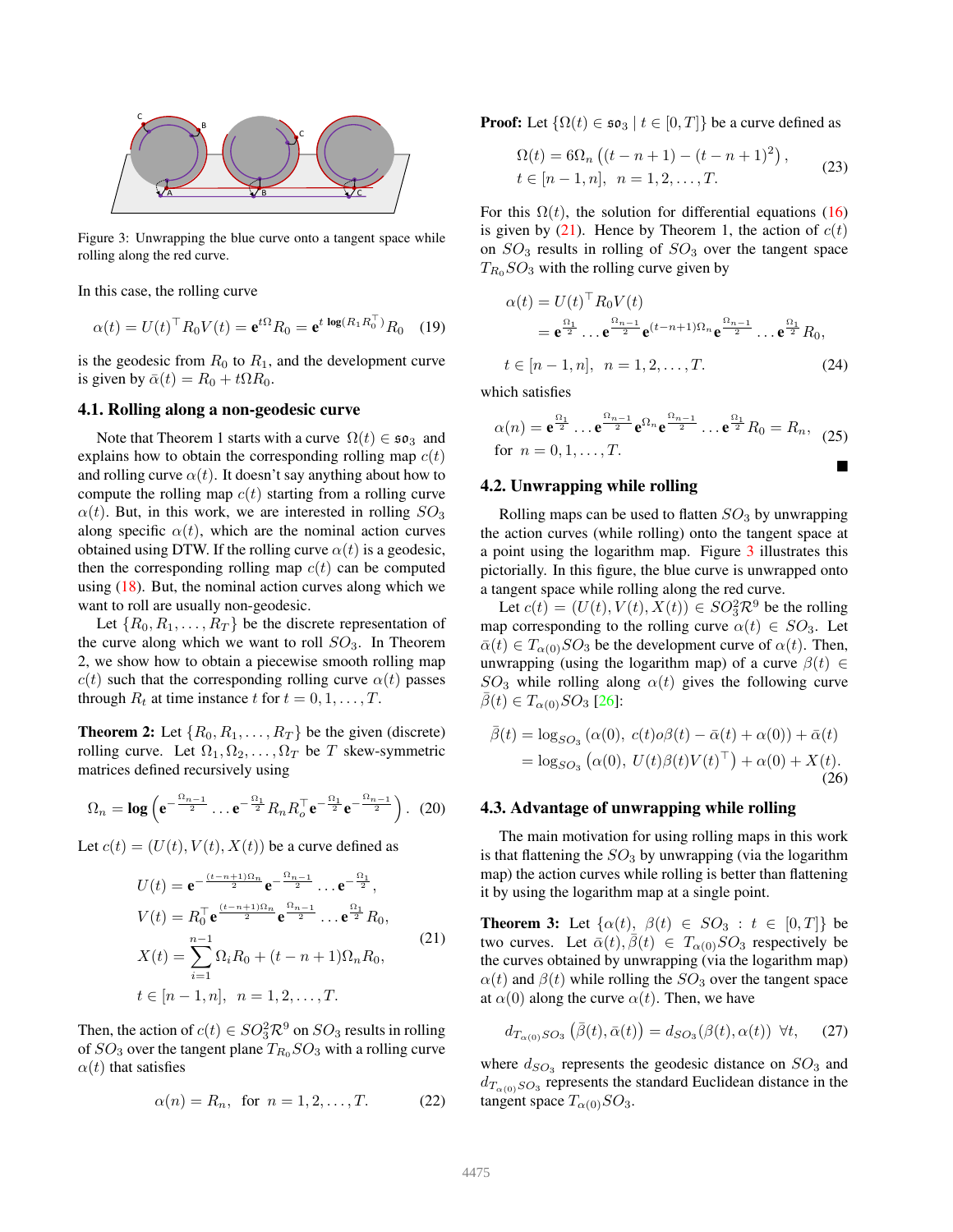Figure 3: Unwrapping the blue curve onto a tangent space while rolling along the red curve.

In this case, the rolling curve

$$\alpha(t) = U(t)^\top R_0 V(t) = \mathbf{e}^{t\Omega} R_0 = \mathbf{e}^{t\,\mathbf{log}(R_1 R_0^\top)} R_0 \quad (19)$$

is the geodesic from $R_0$ to $R_1$, and the development curve is given by $\bar{\alpha}(t) = R_0 + t\Omega R_0$.

### 4.1. Rolling along a non-geodesic curve

Note that Theorem 1 starts with a curve $\Omega(t) \in \mathfrak{so}_3$ and explains how to obtain the corresponding rolling map $c(t)$ and rolling curve $\alpha(t)$. It doesn't say anything about how to compute the rolling map $c(t)$ starting from a rolling curve $\alpha(t)$. But, in this work, we are interested in rolling $SO_3$ along specific $\alpha(t)$, which are the nominal action curves obtained using DTW. If the rolling curve $\alpha(t)$ is a geodesic, then the corresponding rolling map $c(t)$ can be computed using (18). But, the nominal action curves along which we want to roll are usually non-geodesic.

Let $\{R_0, R_1, \ldots, R_T\}$ be the discrete representation of the curve along which we want to roll $SO_3$. In Theorem 2, we show how to obtain a piecewise smooth rolling map $c(t)$ such that the corresponding rolling curve $\alpha(t)$ passes through $R_t$ at time instance $t$ for $t = 0, 1, \ldots, T$.

**Theorem 2:** Let $\{R_0, R_1, \ldots, R_T\}$ be the given (discrete) rolling curve. Let $\Omega_1, \Omega_2, \ldots, \Omega_T$ be $T$ skew-symmetric matrices defined recursively using

$$\Omega_n = \mathbf{log}\left(\mathbf{e}^{-\frac{\Omega_{n-1}}{2}} \ldots \mathbf{e}^{-\frac{\Omega_1}{2}} R_n R_o^\top \mathbf{e}^{-\frac{\Omega_1}{2}} \mathbf{e}^{-\frac{\Omega_{n-1}}{2}}\right). \quad (20)$$

Let $c(t) = (U(t), V(t), X(t))$ be a curve defined as

$$\begin{aligned}
U(t) &= \mathbf{e}^{-\frac{(t-n+1)\Omega_n}{2}} \mathbf{e}^{-\frac{\Omega_{n-1}}{2}} \ldots \mathbf{e}^{-\frac{\Omega_1}{2}}, \\
V(t) &= R_0^\top \mathbf{e}^{\frac{(t-n+1)\Omega_n}{2}} \mathbf{e}^{\frac{\Omega_{n-1}}{2}} \ldots \mathbf{e}^{\frac{\Omega_1}{2}} R_0, \\
X(t) &= \sum_{i=1}^{n-1} \Omega_i R_0 + (t-n+1)\Omega_n R_0, \\
t &\in [n-1, n], \quad n = 1, 2, \ldots, T.
\end{aligned} \quad (21)$$

Then, the action of $c(t) \in SO_3^2\mathcal{R}^9$ on $SO_3$ results in rolling of $SO_3$ over the tangent plane $T_{R_0}SO_3$ with a rolling curve $\alpha(t)$ that satisfies

$$\alpha(n) = R_n, \quad \text{for } n = 1, 2, \ldots, T. \quad (22)$$

**Proof:** Let $\{\Omega(t) \in \mathfrak{so}_3 \mid t \in [0, T]\}$ be a curve defined as

$$\begin{aligned}
&\Omega(t) = 6\Omega_n\left((t-n+1) - (t-n+1)^2\right), \\
&t \in [n-1, n], \quad n = 1, 2, \ldots, T.
\end{aligned} \quad (23)$$

For this $\Omega(t)$, the solution for differential equations (16) is given by (21). Hence by Theorem 1, the action of $c(t)$ on $SO_3$ results in rolling of $SO_3$ over the tangent space $T_{R_0}SO_3$ with the rolling curve given by

$$\begin{aligned}
\alpha(t) &= U(t)^\top R_0 V(t) \\
&= \mathbf{e}^{\frac{\Omega_1}{2}} \ldots \mathbf{e}^{\frac{\Omega_{n-1}}{2}} \mathbf{e}^{(t-n+1)\Omega_n} \mathbf{e}^{\frac{\Omega_{n-1}}{2}} \ldots \mathbf{e}^{\frac{\Omega_1}{2}} R_0, \\
t &\in [n-1, n], \quad n = 1, 2, \ldots, T.
\end{aligned} \quad (24)$$

which satisfies

$$\begin{aligned}
&\alpha(n) = \mathbf{e}^{\frac{\Omega_1}{2}} \ldots \mathbf{e}^{\frac{\Omega_{n-1}}{2}} \mathbf{e}^{\Omega_n} \mathbf{e}^{\frac{\Omega_{n-1}}{2}} \ldots \mathbf{e}^{\frac{\Omega_1}{2}} R_0 = R_n, \\
&\text{for } n = 0, 1, \ldots, T.
\end{aligned} \quad (25)$$

■

### 4.2. Unwrapping while rolling

Rolling maps can be used to flatten $SO_3$ by unwrapping the action curves (while rolling) onto the tangent space at a point using the logarithm map. Figure 3 illustrates this pictorially. In this figure, the blue curve is unwrapped onto a tangent space while rolling along the red curve.

Let $c(t) = (U(t), V(t), X(t)) \in SO_3^2\mathcal{R}^9$ be the rolling map corresponding to the rolling curve $\alpha(t) \in SO_3$. Let $\bar{\alpha}(t) \in T_{\alpha(0)}SO_3$ be the development curve of $\alpha(t)$. Then, unwrapping (using the logarithm map) of a curve $\beta(t) \in SO_3$ while rolling along $\alpha(t)$ gives the following curve $\bar{\beta}(t) \in T_{\alpha(0)}SO_3$ [26]:

$$\begin{aligned}
\bar{\beta}(t) &= \log_{SO_3}\left(\alpha(0),\ c(t)o\beta(t) - \bar{\alpha}(t) + \alpha(0)\right) + \bar{\alpha}(t) \\
&= \log_{SO_3}\left(\alpha(0),\ U(t)\beta(t)V(t)^\top\right) + \alpha(0) + X(t).
\end{aligned} \quad (26)$$

### 4.3. Advantage of unwrapping while rolling

The main motivation for using rolling maps in this work is that flattening the $SO_3$ by unwrapping (via the logarithm map) the action curves while rolling is better than flattening it by using the logarithm map at a single point.

**Theorem 3:** Let $\{\alpha(t),\ \beta(t) \in SO_3 : t \in [0, T]\}$ be two curves. Let $\bar{\alpha}(t), \bar{\beta}(t) \in T_{\alpha(0)}SO_3$ respectively be the curves obtained by unwrapping (via the logarithm map) $\alpha(t)$ and $\beta(t)$ while rolling the $SO_3$ over the tangent space at $\alpha(0)$ along the curve $\alpha(t)$. Then, we have

$$d_{T_{\alpha(0)}SO_3}\left(\bar{\beta}(t), \bar{\alpha}(t)\right) = d_{SO_3}(\beta(t), \alpha(t)) \ \ \forall t, \quad (27)$$

where $d_{SO_3}$ represents the geodesic distance on $SO_3$ and $d_{T_{\alpha(0)}SO_3}$ represents the standard Euclidean distance in the tangent space $T_{\alpha(0)}SO_3$.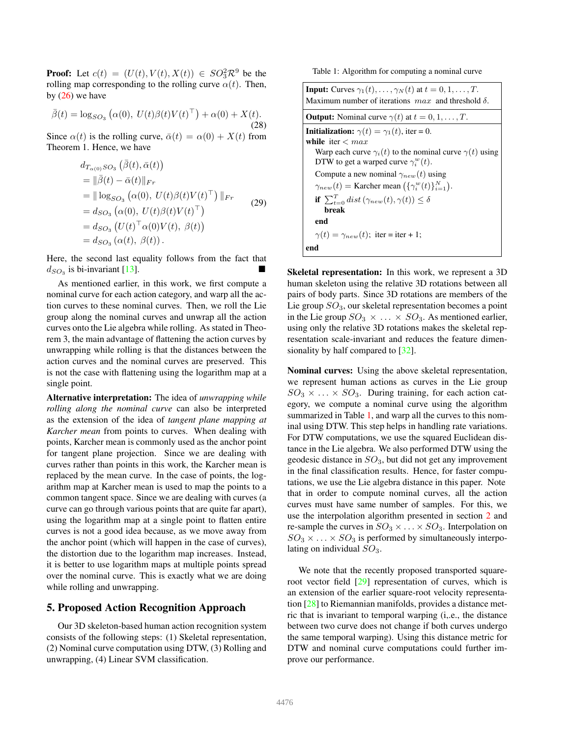**Proof:** Let $c(t) = (U(t), V(t), X(t)) \in SO_3^2\mathcal{R}^9$ be the rolling map corresponding to the rolling curve $\alpha(t)$. Then, by (26) we have

$$\bar{\beta}(t) = \log_{SO_3}\left(\alpha(0),\ U(t)\beta(t)V(t)^\top\right) + \alpha(0) + X(t). \tag{28}$$

Since $\alpha(t)$ is the rolling curve, $\bar{\alpha}(t) = \alpha(0) + X(t)$ from Theorem 1. Hence, we have

$$\begin{aligned}
& d_{T_{\alpha(0)}SO_3}\left(\bar{\beta}(t), \bar{\alpha}(t)\right) \\
&= \|\bar{\beta}(t) - \bar{\alpha}(t)\|_{Fr} \\
&= \|\log_{SO_3}\left(\alpha(0),\ U(t)\beta(t)V(t)^\top\right)\|_{Fr} \\
&= d_{SO_3}\left(\alpha(0),\ U(t)\beta(t)V(t)^\top\right) \\
&= d_{SO_3}\left(U(t)^\top\alpha(0)V(t),\ \beta(t)\right) \\
&= d_{SO_3}\left(\alpha(t),\ \beta(t)\right).
\end{aligned} \tag{29}$$

Here, the second last equality follows from the fact that $d_{SO_3}$ is bi-invariant [13]. ■

As mentioned earlier, in this work, we first compute a nominal curve for each action category, and warp all the action curves to these nominal curves. Then, we roll the Lie group along the nominal curves and unwrap all the action curves onto the Lie algebra while rolling. As stated in Theorem 3, the main advantage of flattening the action curves by unwrapping while rolling is that the distances between the action curves and the nominal curves are preserved. This is not the case with flattening using the logarithm map at a single point.

**Alternative interpretation:** The idea of *unwrapping while rolling along the nominal curve* can also be interpreted as the extension of the idea of *tangent plane mapping at Karcher mean* from points to curves. When dealing with points, Karcher mean is commonly used as the anchor point for tangent plane projection. Since we are dealing with curves rather than points in this work, the Karcher mean is replaced by the mean curve. In the case of points, the logarithm map at Karcher mean is used to map the points to a common tangent space. Since we are dealing with curves (a curve can go through various points that are quite far apart), using the logarithm map at a single point to flatten entire curves is not a good idea because, as we move away from the anchor point (which will happen in the case of curves), the distortion due to the logarithm map increases. Instead, it is better to use logarithm maps at multiple points spread over the nominal curve. This is exactly what we are doing while rolling and unwrapping.

## 5. Proposed Action Recognition Approach

Our 3D skeleton-based human action recognition system consists of the following steps: (1) Skeletal representation, (2) Nominal curve computation using DTW, (3) Rolling and unwrapping, (4) Linear SVM classification.

Table 1: Algorithm for computing a nominal curve

| |
|---|
| **Input:** Curves $\gamma_1(t), \ldots, \gamma_N(t)$ at $t = 0, 1, \ldots, T$. Maximum number of iterations $max$ and threshold $\delta$. |
| **Output:** Nominal curve $\gamma(t)$ at $t = 0, 1, \ldots, T$. |
| **Initialization:** $\gamma(t) = \gamma_1(t)$, iter = 0.<br>**while** iter $< max$<br>Warp each curve $\gamma_i(t)$ to the nominal curve $\gamma(t)$ using DTW to get a warped curve $\gamma_i^w(t)$.<br>Compute a new nominal $\gamma_{new}(t)$ using $\gamma_{new}(t) =$ Karcher mean $\left(\{\gamma_i^w(t)\}_{i=1}^N\right)$.<br>**if** $\sum_{t=0}^T dist\left(\gamma_{new}(t), \gamma(t)\right) \leq \delta$<br>**break**<br>**end**<br>$\gamma(t) = \gamma_{new}(t)$; iter = iter + 1;<br>**end** |

**Skeletal representation:** In this work, we represent a 3D human skeleton using the relative 3D rotations between all pairs of body parts. Since 3D rotations are members of the Lie group $SO_3$, our skeletal representation becomes a point in the Lie group $SO_3 \times \ldots \times SO_3$. As mentioned earlier, using only the relative 3D rotations makes the skeletal representation scale-invariant and reduces the feature dimensionality by half compared to [32].

**Nominal curves:** Using the above skeletal representation, we represent human actions as curves in the Lie group $SO_3 \times \ldots \times SO_3$. During training, for each action category, we compute a nominal curve using the algorithm summarized in Table 1, and warp all the curves to this nominal using DTW. This step helps in handling rate variations. For DTW computations, we use the squared Euclidean distance in the Lie algebra. We also performed DTW using the geodesic distance in $SO_3$, but did not get any improvement in the final classification results. Hence, for faster computations, we use the Lie algebra distance in this paper. Note that in order to compute nominal curves, all the action curves must have same number of samples. For this, we use the interpolation algorithm presented in section 2 and re-sample the curves in $SO_3 \times \ldots \times SO_3$. Interpolation on $SO_3 \times \ldots \times SO_3$ is performed by simultaneously interpolating on individual $SO_3$.

We note that the recently proposed transported square-root vector field [29] representation of curves, which is an extension of the earlier square-root velocity representation [28] to Riemannian manifolds, provides a distance metric that is invariant to temporal warping (i,.e., the distance between two curve does not change if both curves undergo the same temporal warping). Using this distance metric for DTW and nominal curve computations could further improve our performance.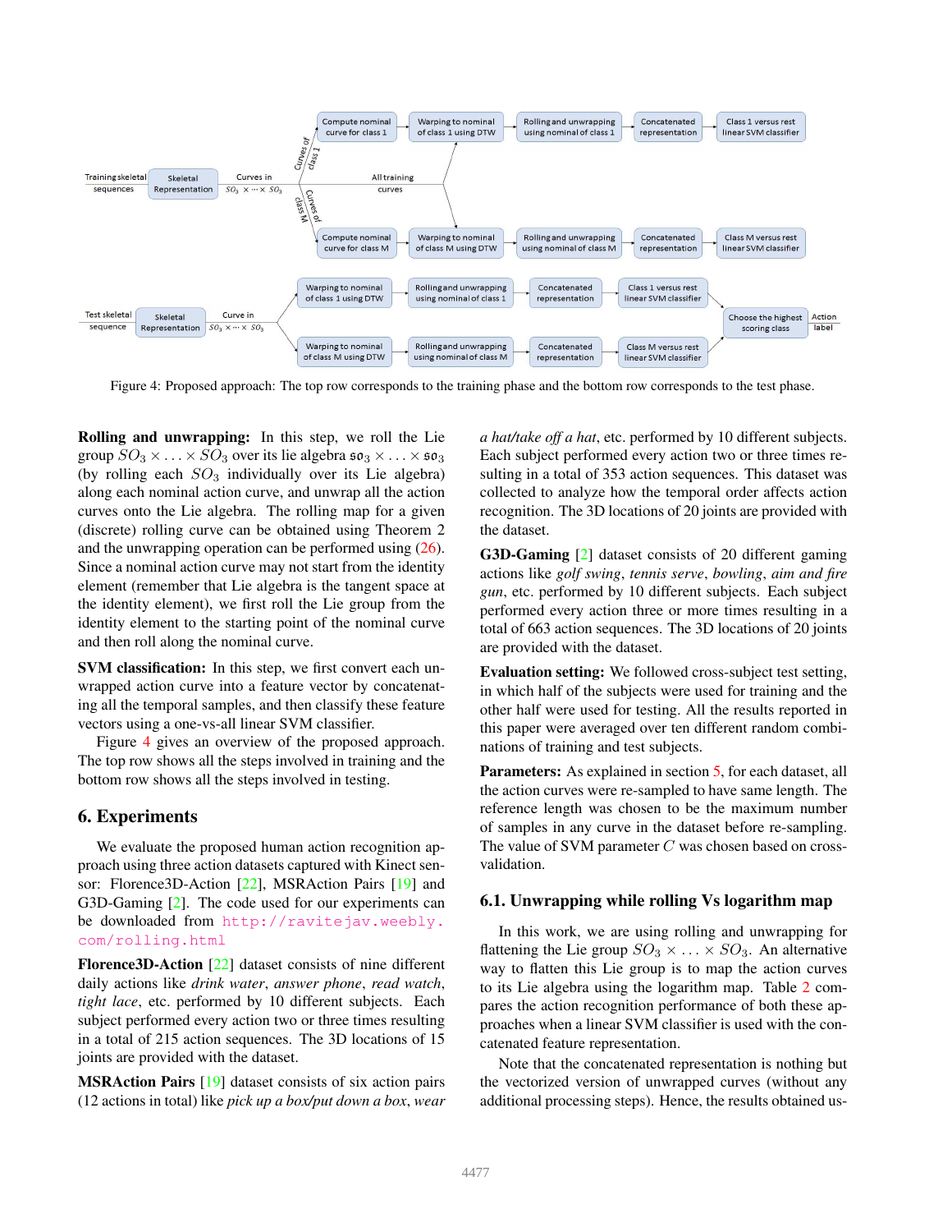Figure 4: Proposed approach: The top row corresponds to the training phase and the bottom row corresponds to the test phase.

**Rolling and unwrapping:** In this step, we roll the Lie group $SO_3 \times \ldots \times SO_3$ over its lie algebra $\mathfrak{so}_3 \times \ldots \times \mathfrak{so}_3$ (by rolling each $SO_3$ individually over its Lie algebra) along each nominal action curve, and unwrap all the action curves onto the Lie algebra. The rolling map for a given (discrete) rolling curve can be obtained using Theorem 2 and the unwrapping operation can be performed using (26). Since a nominal action curve may not start from the identity element (remember that Lie algebra is the tangent space at the identity element), we first roll the Lie group from the identity element to the starting point of the nominal curve and then roll along the nominal curve.

**SVM classification:** In this step, we first convert each unwrapped action curve into a feature vector by concatenating all the temporal samples, and then classify these feature vectors using a one-vs-all linear SVM classifier.

Figure 4 gives an overview of the proposed approach. The top row shows all the steps involved in training and the bottom row shows all the steps involved in testing.

## 6. Experiments

We evaluate the proposed human action recognition approach using three action datasets captured with Kinect sensor: Florence3D-Action [22], MSRAction Pairs [19] and G3D-Gaming [2]. The code used for our experiments can be downloaded from http://ravitejav.weebly.com/rolling.html

**Florence3D-Action** [22] dataset consists of nine different daily actions like *drink water*, *answer phone*, *read watch*, *tight lace*, etc. performed by 10 different subjects. Each subject performed every action two or three times resulting in a total of 215 action sequences. The 3D locations of 15 joints are provided with the dataset.

**MSRAction Pairs** [19] dataset consists of six action pairs (12 actions in total) like *pick up a box/put down a box*, *wear a hat/take off a hat*, etc. performed by 10 different subjects. Each subject performed every action two or three times resulting in a total of 353 action sequences. This dataset was collected to analyze how the temporal order affects action recognition. The 3D locations of 20 joints are provided with the dataset.

**G3D-Gaming** [2] dataset consists of 20 different gaming actions like *golf swing*, *tennis serve*, *bowling*, *aim and fire gun*, etc. performed by 10 different subjects. Each subject performed every action three or more times resulting in a total of 663 action sequences. The 3D locations of 20 joints are provided with the dataset.

**Evaluation setting:** We followed cross-subject test setting, in which half of the subjects were used for training and the other half were used for testing. All the results reported in this paper were averaged over ten different random combinations of training and test subjects.

**Parameters:** As explained in section 5, for each dataset, all the action curves were re-sampled to have same length. The reference length was chosen to be the maximum number of samples in any curve in the dataset before re-sampling. The value of SVM parameter $C$ was chosen based on cross-validation.

### 6.1. Unwrapping while rolling Vs logarithm map

In this work, we are using rolling and unwrapping for flattening the Lie group $SO_3 \times \ldots SO_3$. An alternative way to flatten this Lie group is to map the action curves to its Lie algebra using the logarithm map. Table 2 compares the action recognition performance of both these approaches when a linear SVM classifier is used with the concatenated feature representation.

Note that the concatenated representation is nothing but the vectorized version of unwrapped curves (without any additional processing steps). Hence, the results obtained us-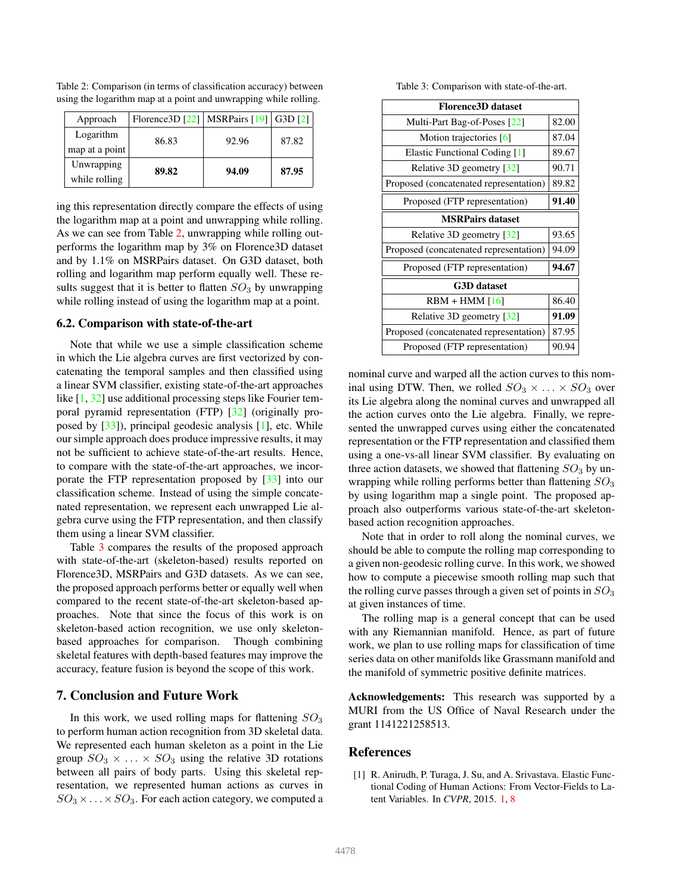Table 2: Comparison (in terms of classification accuracy) between using the logarithm map at a point and unwrapping while rolling.

| Approach | Florence3D [22] | MSRPairs [19] | G3D [2] |
|---|---|---|---|
| Logarithm map at a point | 86.83 | 92.96 | 87.82 |
| Unwrapping while rolling | **89.82** | **94.09** | **87.95** |

ing this representation directly compare the effects of using the logarithm map at a point and unwrapping while rolling. As we can see from Table 2, unwrapping while rolling outperforms the logarithm map by 3% on Florence3D dataset and by 1.1% on MSRPairs dataset. On G3D dataset, both rolling and logarithm map perform equally well. These results suggest that it is better to flatten $SO_3$ by unwrapping while rolling instead of using the logarithm map at a point.

### 6.2. Comparison with state-of-the-art

Note that while we use a simple classification scheme in which the Lie algebra curves are first vectorized by concatenating the temporal samples and then classified using a linear SVM classifier, existing state-of-the-art approaches like [1, 32] use additional processing steps like Fourier temporal pyramid representation (FTP) [32] (originally proposed by [33]), principal geodesic analysis [1], etc. While our simple approach does produce impressive results, it may not be sufficient to achieve state-of-the-art results. Hence, to compare with the state-of-the-art approaches, we incorporate the FTP representation proposed by [33] into our classification scheme. Instead of using the simple concatenated representation, we represent each unwrapped Lie algebra curve using the FTP representation, and then classify them using a linear SVM classifier.

Table 3 compares the results of the proposed approach with state-of-the-art (skeleton-based) results reported on Florence3D, MSRPairs and G3D datasets. As we can see, the proposed approach performs better or equally well when compared to the recent state-of-the-art skeleton-based approaches. Note that since the focus of this work is on skeleton-based action recognition, we use only skeleton-based approaches for comparison. Though combining skeletal features with depth-based features may improve the accuracy, feature fusion is beyond the scope of this work.

Table 3: Comparison with state-of-the-art.

| **Florence3D dataset** | |
|---|---|
| Multi-Part Bag-of-Poses [22] | 82.00 |
| Motion trajectories [6] | 87.04 |
| Elastic Functional Coding [1] | 89.67 |
| Relative 3D geometry [32] | 90.71 |
| Proposed (concatenated representation) | 89.82 |
| Proposed (FTP representation) | **91.40** |
| **MSRPairs dataset** | |
| Relative 3D geometry [32] | 93.65 |
| Proposed (concatenated representation) | 94.09 |
| Proposed (FTP representation) | **94.67** |
| **G3D dataset** | |
| RBM + HMM [16] | 86.40 |
| Relative 3D geometry [32] | **91.09** |
| Proposed (concatenated representation) | 87.95 |
| Proposed (FTP representation) | 90.94 |

## 7. Conclusion and Future Work

In this work, we used rolling maps for flattening $SO_3$ to perform human action recognition from 3D skeletal data. We represented each human skeleton as a point in the Lie group $SO_3 \times \ldots \times SO_3$ using the relative 3D rotations between all pairs of body parts. Using this skeletal representation, we represented human actions as curves in $SO_3 \times \ldots \times SO_3$. For each action category, we computed a nominal curve and warped all the action curves to this nominal using DTW. Then, we rolled $SO_3 \times \ldots \times SO_3$ over its Lie algebra along the nominal curves and unwrapped all the action curves onto the Lie algebra. Finally, we represented the unwrapped curves using either the concatenated representation or the FTP representation and classified them using a one-vs-all linear SVM classifier. By evaluating on three action datasets, we showed that flattening $SO_3$ by unwrapping while rolling performs better than flattening $SO_3$ by using logarithm map a single point. The proposed approach also outperforms various state-of-the-art skeleton-based action recognition approaches.

Note that in order to roll along the nominal curves, we should be able to compute the rolling map corresponding to a given non-geodesic rolling curve. In this work, we showed how to compute a piecewise smooth rolling map such that the rolling curve passes through a given set of points in $SO_3$ at given instances of time.

The rolling map is a general concept that can be used with any Riemannian manifold. Hence, as part of future work, we plan to use rolling maps for classification of time series data on other manifolds like Grassmann manifold and the manifold of symmetric positive definite matrices.

**Acknowledgements:** This research was supported by a MURI from the US Office of Naval Research under the grant 1141221258513.

## References

[1] R. Anirudh, P. Turaga, J. Su, and A. Srivastava. Elastic Functional Coding of Human Actions: From Vector-Fields to Latent Variables. In *CVPR*, 2015. 1, 8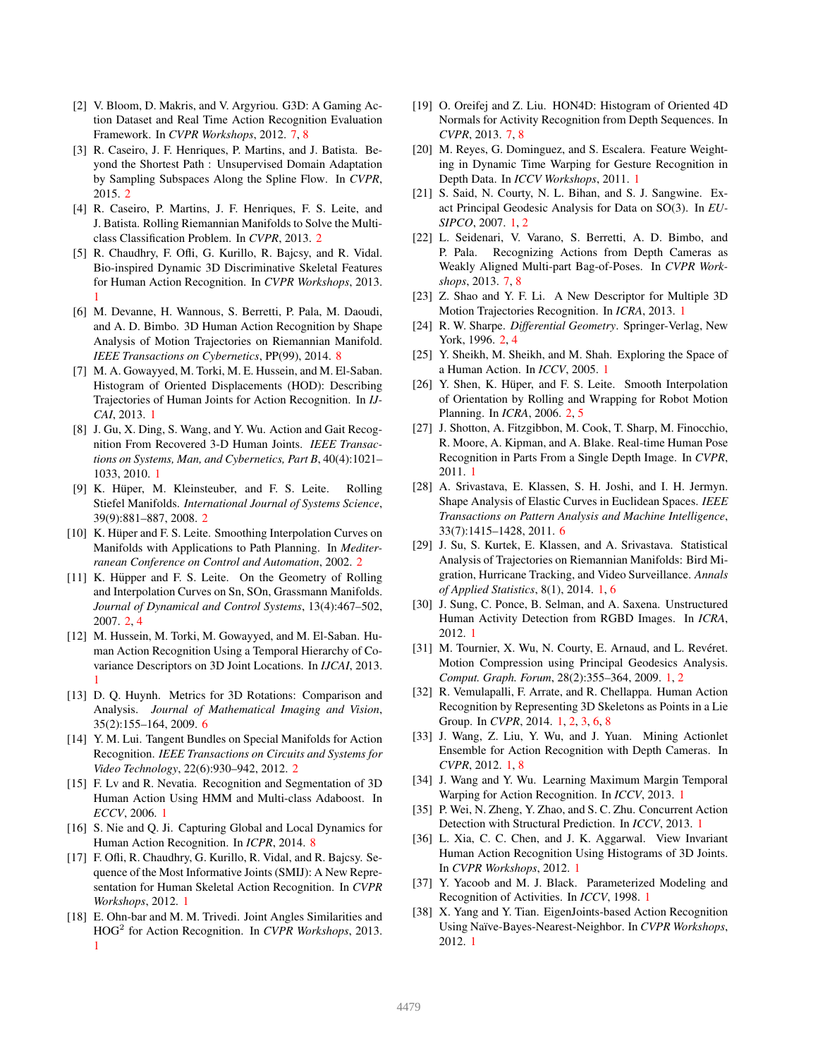- [2] V. Bloom, D. Makris, and V. Argyriou. G3D: A Gaming Action Dataset and Real Time Action Recognition Evaluation Framework. In *CVPR Workshops*, 2012. 7, 8
- [3] R. Caseiro, J. F. Henriques, P. Martins, and J. Batista. Beyond the Shortest Path : Unsupervised Domain Adaptation by Sampling Subspaces Along the Spline Flow. In *CVPR*, 2015. 2
- [4] R. Caseiro, P. Martins, J. F. Henriques, F. S. Leite, and J. Batista. Rolling Riemannian Manifolds to Solve the Multi-class Classification Problem. In *CVPR*, 2013. 2
- [5] R. Chaudhry, F. Ofli, G. Kurillo, R. Bajcsy, and R. Vidal. Bio-inspired Dynamic 3D Discriminative Skeletal Features for Human Action Recognition. In *CVPR Workshops*, 2013. 1
- [6] M. Devanne, H. Wannous, S. Berretti, P. Pala, M. Daoudi, and A. D. Bimbo. 3D Human Action Recognition by Shape Analysis of Motion Trajectories on Riemannian Manifold. *IEEE Transactions on Cybernetics*, PP(99), 2014. 8
- [7] M. A. Gowayyed, M. Torki, M. E. Hussein, and M. El-Saban. Histogram of Oriented Displacements (HOD): Describing Trajectories of Human Joints for Action Recognition. In *IJCAI*, 2013. 1
- [8] J. Gu, X. Ding, S. Wang, and Y. Wu. Action and Gait Recognition From Recovered 3-D Human Joints. *IEEE Transactions on Systems, Man, and Cybernetics, Part B*, 40(4):1021–1033, 2010. 1
- [9] K. Hüper, M. Kleinsteuber, and F. S. Leite. Rolling Stiefel Manifolds. *International Journal of Systems Science*, 39(9):881–887, 2008. 2
- [10] K. Hüper and F. S. Leite. Smoothing Interpolation Curves on Manifolds with Applications to Path Planning. In *Mediterranean Conference on Control and Automation*, 2002. 2
- [11] K. Hüpper and F. S. Leite. On the Geometry of Rolling and Interpolation Curves on Sn, SOn, Grassmann Manifolds. *Journal of Dynamical and Control Systems*, 13(4):467–502, 2007. 2, 4
- [12] M. Hussein, M. Torki, M. Gowayyed, and M. El-Saban. Human Action Recognition Using a Temporal Hierarchy of Covariance Descriptors on 3D Joint Locations. In *IJCAI*, 2013. 1
- [13] D. Q. Huynh. Metrics for 3D Rotations: Comparison and Analysis. *Journal of Mathematical Imaging and Vision*, 35(2):155–164, 2009. 6
- [14] Y. M. Lui. Tangent Bundles on Special Manifolds for Action Recognition. *IEEE Transactions on Circuits and Systems for Video Technology*, 22(6):930–942, 2012. 2
- [15] F. Lv and R. Nevatia. Recognition and Segmentation of 3D Human Action Using HMM and Multi-class Adaboost. In *ECCV*, 2006. 1
- [16] S. Nie and Q. Ji. Capturing Global and Local Dynamics for Human Action Recognition. In *ICPR*, 2014. 8
- [17] F. Ofli, R. Chaudhry, G. Kurillo, R. Vidal, and R. Bajcsy. Sequence of the Most Informative Joints (SMIJ): A New Representation for Human Skeletal Action Recognition. In *CVPR Workshops*, 2012. 1
- [18] E. Ohn-bar and M. M. Trivedi. Joint Angles Similarities and $\text{HOG}^2$ for Action Recognition. In *CVPR Workshops*, 2013. 1
- [19] O. Oreifej and Z. Liu. HON4D: Histogram of Oriented 4D Normals for Activity Recognition from Depth Sequences. In *CVPR*, 2013. 7, 8
- [20] M. Reyes, G. Dominguez, and S. Escalera. Feature Weighting in Dynamic Time Warping for Gesture Recognition in Depth Data. In *ICCV Workshops*, 2011. 1
- [21] S. Said, N. Courty, N. L. Bihan, and S. J. Sangwine. Exact Principal Geodesic Analysis for Data on SO(3). In *EUSIPCO*, 2007. 1, 2
- [22] L. Seidenari, V. Varano, S. Berretti, A. D. Bimbo, and P. Pala. Recognizing Actions from Depth Cameras as Weakly Aligned Multi-part Bag-of-Poses. In *CVPR Workshops*, 2013. 7, 8
- [23] Z. Shao and Y. F. Li. A New Descriptor for Multiple 3D Motion Trajectories Recognition. In *ICRA*, 2013. 1
- [24] R. W. Sharpe. *Differential Geometry*. Springer-Verlag, New York, 1996. 2, 4
- [25] Y. Sheikh, M. Sheikh, and M. Shah. Exploring the Space of a Human Action. In *ICCV*, 2005. 1
- [26] Y. Shen, K. Hüper, and F. S. Leite. Smooth Interpolation of Orientation by Rolling and Wrapping for Robot Motion Planning. In *ICRA*, 2006. 2, 5
- [27] J. Shotton, A. Fitzgibbon, M. Cook, T. Sharp, M. Finocchio, R. Moore, A. Kipman, and A. Blake. Real-time Human Pose Recognition in Parts From a Single Depth Image. In *CVPR*, 2011. 1
- [28] A. Srivastava, E. Klassen, S. H. Joshi, and I. H. Jermyn. Shape Analysis of Elastic Curves in Euclidean Spaces. *IEEE Transactions on Pattern Analysis and Machine Intelligence*, 33(7):1415–1428, 2011. 6
- [29] J. Su, S. Kurtek, E. Klassen, and A. Srivastava. Statistical Analysis of Trajectories on Riemannian Manifolds: Bird Migration, Hurricane Tracking, and Video Surveillance. *Annals of Applied Statistics*, 8(1), 2014. 1, 6
- [30] J. Sung, C. Ponce, B. Selman, and A. Saxena. Unstructured Human Activity Detection from RGBD Images. In *ICRA*, 2012. 1
- [31] M. Tournier, X. Wu, N. Courty, E. Arnaud, and L. Revéret. Motion Compression using Principal Geodesics Analysis. *Comput. Graph. Forum*, 28(2):355–364, 2009. 1, 2
- [32] R. Vemulapalli, F. Arrate, and R. Chellappa. Human Action Recognition by Representing 3D Skeletons as Points in a Lie Group. In *CVPR*, 2014. 1, 2, 3, 6, 8
- [33] J. Wang, Z. Liu, Y. Wu, and J. Yuan. Mining Actionlet Ensemble for Action Recognition with Depth Cameras. In *CVPR*, 2012. 1, 8
- [34] J. Wang and Y. Wu. Learning Maximum Margin Temporal Warping for Action Recognition. In *ICCV*, 2013. 1
- [35] P. Wei, N. Zheng, Y. Zhao, and S. C. Zhu. Concurrent Action Detection with Structural Prediction. In *ICCV*, 2013. 1
- [36] L. Xia, C. C. Chen, and J. K. Aggarwal. View Invariant Human Action Recognition Using Histograms of 3D Joints. In *CVPR Workshops*, 2012. 1
- [37] Y. Yacoob and M. J. Black. Parameterized Modeling and Recognition of Activities. In *ICCV*, 1998. 1
- [38] X. Yang and Y. Tian. EigenJoints-based Action Recognition Using Naïve-Bayes-Nearest-Neighbor. In *CVPR Workshops*, 2012. 1